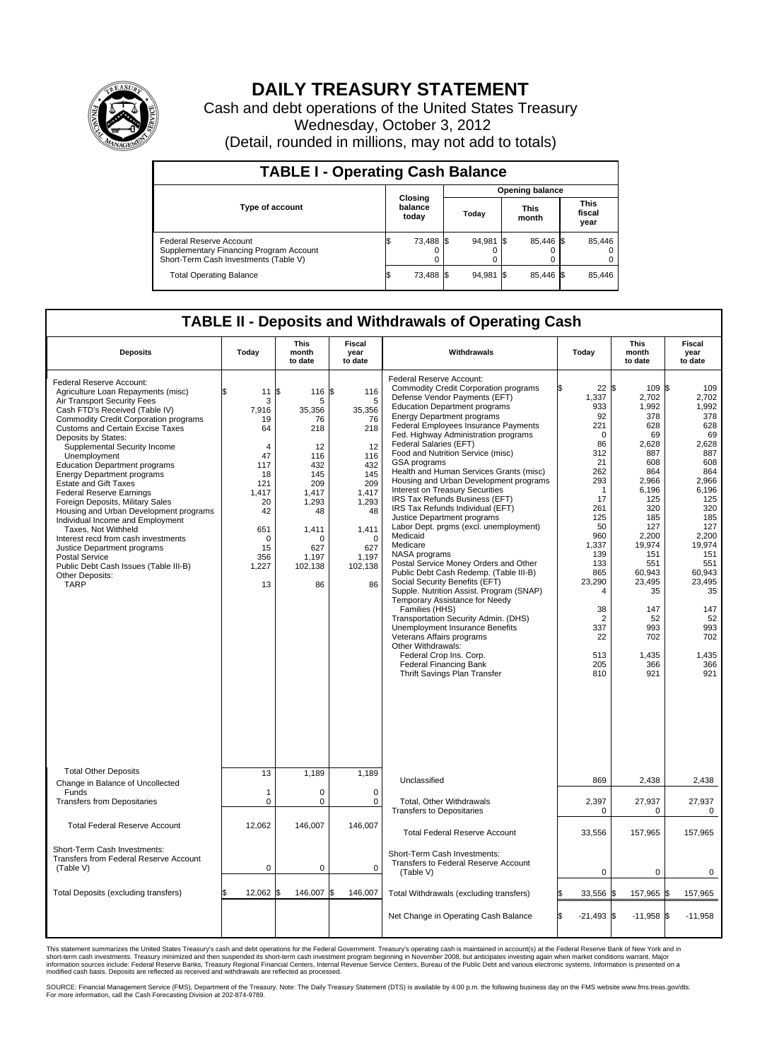# DAILY TREASURY STATEMENT

Cash and debt operations of the United States Treasury

Wednesday, October 3, 2012

(Detail, rounded in millions, may not add to totals)

## TABLE I - Operating Cash Balance

| Type of account | Closing balance today | Opening balance Today | Opening balance This month | Opening balance This fiscal year |
|---|---|---|---|---|
| Federal Reserve Account | $ 73,488 | $ 94,981 | $ 85,446 | $ 85,446 |
| Supplementary Financing Program Account | 0 | 0 | 0 | 0 |
| Short-Term Cash Investments (Table V) | 0 | 0 | 0 | 0 |
| Total Operating Balance | $ 73,488 | $ 94,981 | $ 85,446 | $ 85,446 |

## TABLE II - Deposits and Withdrawals of Operating Cash

| Deposits | Today | This month to date | Fiscal year to date |
|---|---|---|---|
| Federal Reserve Account: | | | |
| Agriculture Loan Repayments (misc) | $ 11 | $ 116 | $ 116 |
| Air Transport Security Fees | 3 | 5 | 5 |
| Cash FTD's Received (Table IV) | 7,916 | 35,356 | 35,356 |
| Commodity Credit Corporation programs | 19 | 76 | 76 |
| Customs and Certain Excise Taxes | 64 | 218 | 218 |
| Deposits by States: | | | |
| Supplemental Security Income | 4 | 12 | 12 |
| Unemployment | 47 | 116 | 116 |
| Education Department programs | 117 | 432 | 432 |
| Energy Department programs | 18 | 145 | 145 |
| Estate and Gift Taxes | 121 | 209 | 209 |
| Federal Reserve Earnings | 1,417 | 1,417 | 1,417 |
| Foreign Deposits, Military Sales | 20 | 1,293 | 1,293 |
| Housing and Urban Development programs | 42 | 48 | 48 |
| Individual Income and Employment Taxes, Not Withheld | 651 | 1,411 | 1,411 |
| Interest recd from cash investments | 0 | 0 | 0 |
| Justice Department programs | 15 | 627 | 627 |
| Postal Service | 356 | 1,197 | 1,197 |
| Public Debt Cash Issues (Table III-B) | 1,227 | 102,138 | 102,138 |
| Other Deposits: | | | |
| TARP | 13 | 86 | 86 |
| Total Other Deposits | 13 | 1,189 | 1,189 |
| Change in Balance of Uncollected Funds | 1 | 0 | 0 |
| Transfers from Depositaries | 0 | 0 | 0 |
| Total Federal Reserve Account | 12,062 | 146,007 | 146,007 |
| Short-Term Cash Investments: Transfers from Federal Reserve Account (Table V) | 0 | 0 | 0 |
| Total Deposits (excluding transfers) | $ 12,062 | $ 146,007 | $ 146,007 |

| Withdrawals | Today | This month to date | Fiscal year to date |
|---|---|---|---|
| Federal Reserve Account: | | | |
| Commodity Credit Corporation programs | $ 22 | $ 109 | $ 109 |
| Defense Vendor Payments (EFT) | 1,337 | 2,702 | 2,702 |
| Education Department programs | 933 | 1,992 | 1,992 |
| Energy Department programs | 92 | 378 | 378 |
| Federal Employees Insurance Payments | 221 | 628 | 628 |
| Fed. Highway Administration programs | 0 | 69 | 69 |
| Federal Salaries (EFT) | 86 | 2,628 | 2,628 |
| Food and Nutrition Service (misc) | 312 | 887 | 887 |
| GSA programs | 21 | 608 | 608 |
| Health and Human Services Grants (misc) | 262 | 864 | 864 |
| Housing and Urban Development programs | 293 | 2,966 | 2,966 |
| Interest on Treasury Securities | 1 | 6,196 | 6,196 |
| IRS Tax Refunds Business (EFT) | 17 | 125 | 125 |
| IRS Tax Refunds Individual (EFT) | 261 | 320 | 320 |
| Justice Department programs | 125 | 185 | 185 |
| Labor Dept. prgms (excl. unemployment) | 50 | 127 | 127 |
| Medicaid | 960 | 2,200 | 2,200 |
| Medicare | 1,337 | 19,974 | 19,974 |
| NASA programs | 139 | 151 | 151 |
| Postal Service Money Orders and Other | 133 | 551 | 551 |
| Public Debt Cash Redemp. (Table III-B) | 865 | 60,943 | 60,943 |
| Social Security Benefits (EFT) | 23,290 | 23,495 | 23,495 |
| Supple. Nutrition Assist. Program (SNAP) | 4 | 35 | 35 |
| Temporary Assistance for Needy Families (HHS) | 38 | 147 | 147 |
| Transportation Security Admin. (DHS) | 2 | 52 | 52 |
| Unemployment Insurance Benefits | 337 | 993 | 993 |
| Veterans Affairs programs | 22 | 702 | 702 |
| Other Withdrawals: | | | |
| Federal Crop Ins. Corp. | 513 | 1,435 | 1,435 |
| Federal Financing Bank | 205 | 366 | 366 |
| Thrift Savings Plan Transfer | 810 | 921 | 921 |
| Unclassified | 869 | 2,438 | 2,438 |
| Total, Other Withdrawals | 2,397 | 27,937 | 27,937 |
| Transfers to Depositaries | 0 | 0 | 0 |
| Total Federal Reserve Account | 33,556 | 157,965 | 157,965 |
| Short-Term Cash Investments: Transfers to Federal Reserve Account (Table V) | 0 | 0 | 0 |
| Total Withdrawals (excluding transfers) | $ 33,556 | $ 157,965 | $ 157,965 |
| Net Change in Operating Cash Balance | $ -21,493 | $ -11,958 | $ -11,958 |

This statement summarizes the United States Treasury's cash and debt operations for the Federal Government. Treasury's operating cash is maintained in account(s) at the Federal Reserve Bank of New York and in short-term cash investments. Treasury minimized and then suspended its short-term cash investment program beginning in November 2008, but anticipates investing again when market conditions warrant. Major information sources include: Federal Reserve Banks, Treasury Regional Financial Centers, Internal Revenue Service Centers, Bureau of the Public Debt and various electronic systems. Information is presented on a modified cash basis. Deposits are reflected as received and withdrawals are reflected as processed.

SOURCE: Financial Management Service (FMS), Department of the Treasury. Note: The Daily Treasury Statement (DTS) is available by 4:00 p.m. the following business day on the FMS website www.fms.treas.gov/dts. For more information, call the Cash Forecasting Division at 202-874-9789.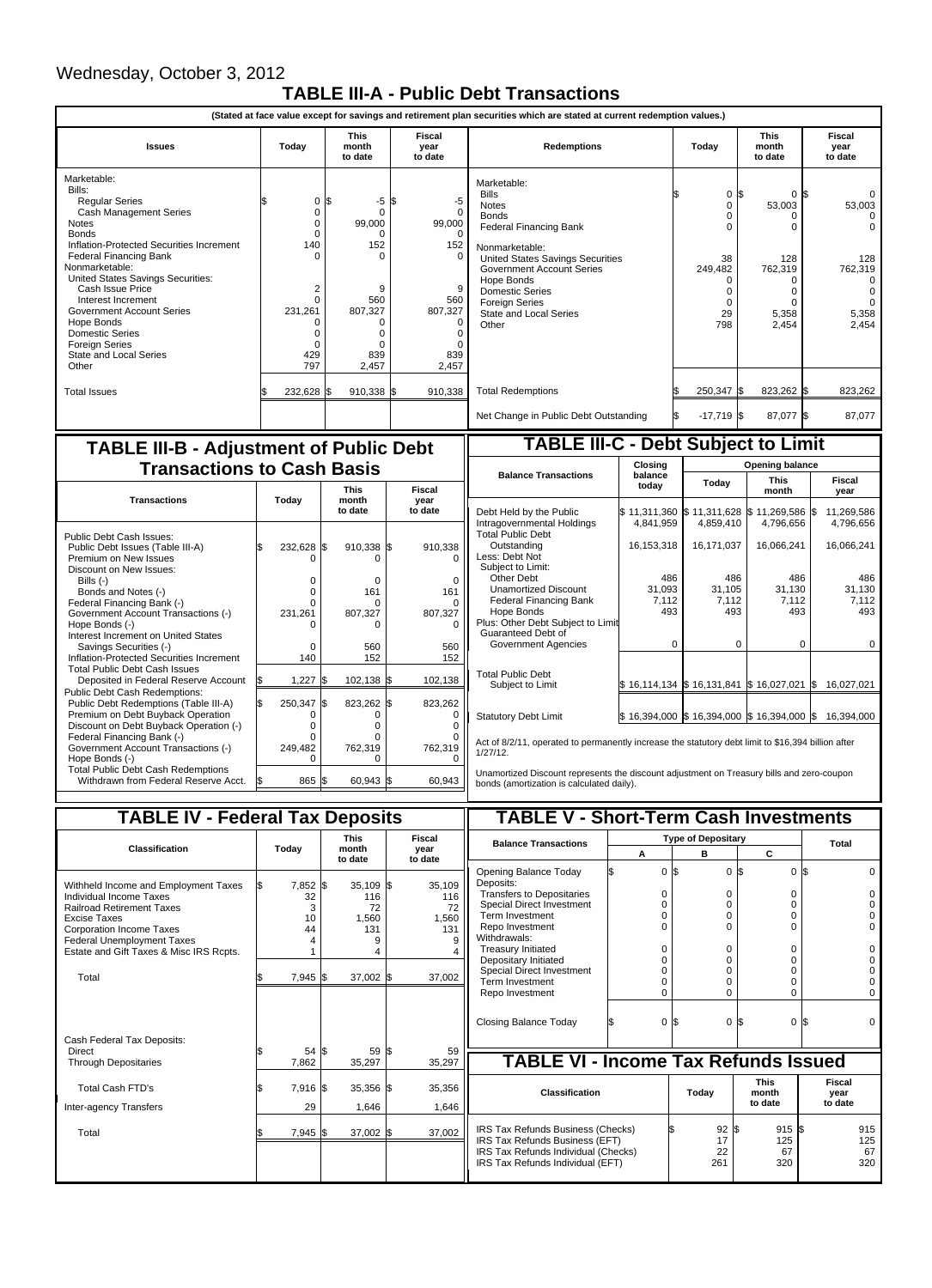Wednesday, October 3, 2012

# TABLE III-A - Public Debt Transactions

(Stated at face value except for savings and retirement plan securities which are stated at current redemption values.)

| Issues | Today | This month to date | Fiscal year to date |
|---|---|---|---|
| Marketable: | | | |
| Bills: | | | |
| Regular Series | $ 0 | $ -5 | $ -5 |
| Cash Management Series | 0 | 0 | 0 |
| Notes | 0 | 99,000 | 99,000 |
| Bonds | 0 | 0 | 0 |
| Inflation-Protected Securities Increment | 140 | 152 | 152 |
| Federal Financing Bank | 0 | 0 | 0 |
| Nonmarketable: | | | |
| United States Savings Securities: | | | |
| Cash Issue Price | 2 | 9 | 9 |
| Interest Increment | 0 | 560 | 560 |
| Government Account Series | 231,261 | 807,327 | 807,327 |
| Hope Bonds | 0 | 0 | 0 |
| Domestic Series | 0 | 0 | 0 |
| Foreign Series | 0 | 0 | 0 |
| State and Local Series | 429 | 839 | 839 |
| Other | 797 | 2,457 | 2,457 |
| Total Issues | $ 232,628 | $ 910,338 | $ 910,338 |

| Redemptions | Today | This month to date | Fiscal year to date |
|---|---|---|---|
| Marketable: | | | |
| Bills | $ 0 | $ 0 | $ 0 |
| Notes | 0 | 53,003 | 53,003 |
| Bonds | 0 | 0 | 0 |
| Federal Financing Bank | 0 | 0 | 0 |
| Nonmarketable: | | | |
| United States Savings Securities | 38 | 128 | 128 |
| Government Account Series | 249,482 | 762,319 | 762,319 |
| Hope Bonds | 0 | 0 | 0 |
| Domestic Series | 0 | 0 | 0 |
| Foreign Series | 0 | 0 | 0 |
| State and Local Series | 29 | 5,358 | 5,358 |
| Other | 798 | 2,454 | 2,454 |
| Total Redemptions | $ 250,347 | $ 823,262 | $ 823,262 |
| Net Change in Public Debt Outstanding | $ -17,719 | $ 87,077 | $ 87,077 |

# TABLE III-B - Adjustment of Public Debt Transactions to Cash Basis

| Transactions | Today | This month to date | Fiscal year to date |
|---|---|---|---|
| Public Debt Cash Issues: | | | |
| Public Debt Issues (Table III-A) | $ 232,628 | $ 910,338 | $ 910,338 |
| Premium on New Issues | 0 | 0 | 0 |
| Discount on New Issues: | | | |
| Bills (-) | 0 | 0 | 0 |
| Bonds and Notes (-) | 0 | 161 | 161 |
| Federal Financing Bank (-) | 0 | 0 | 0 |
| Government Account Transactions (-) | 231,261 | 807,327 | 807,327 |
| Hope Bonds (-) | 0 | 0 | 0 |
| Interest Increment on United States Savings Securities (-) | 0 | 560 | 560 |
| Inflation-Protected Securities Increment | 140 | 152 | 152 |
| Total Public Debt Cash Issues Deposited in Federal Reserve Account | $ 1,227 | $ 102,138 | $ 102,138 |
| Public Debt Cash Redemptions: | | | |
| Public Debt Redemptions (Table III-A) | $ 250,347 | $ 823,262 | $ 823,262 |
| Premium on Debt Buyback Operation | 0 | 0 | 0 |
| Discount on Debt Buyback Operation (-) | 0 | 0 | 0 |
| Federal Financing Bank (-) | 0 | 0 | 0 |
| Government Account Transactions (-) | 249,482 | 762,319 | 762,319 |
| Hope Bonds (-) | 0 | 0 | 0 |
| Total Public Debt Cash Redemptions Withdrawn from Federal Reserve Acct. | $ 865 | $ 60,943 | $ 60,943 |

# TABLE III-C - Debt Subject to Limit

| Balance Transactions | Closing balance today | Opening balance Today | Opening balance This month | Opening balance Fiscal year |
|---|---|---|---|---|
| Debt Held by the Public | $ 11,311,360 | $ 11,311,628 | $ 11,269,586 | $ 11,269,586 |
| Intragovernmental Holdings | 4,841,959 | 4,859,410 | 4,796,656 | 4,796,656 |
| Total Public Debt Outstanding | 16,153,318 | 16,171,037 | 16,066,241 | 16,066,241 |
| Less: Debt Not Subject to Limit: | | | | |
| Other Debt | 486 | 486 | 486 | 486 |
| Unamortized Discount | 31,093 | 31,105 | 31,130 | 31,130 |
| Federal Financing Bank | 7,112 | 7,112 | 7,112 | 7,112 |
| Hope Bonds | 493 | 493 | 493 | 493 |
| Plus: Other Debt Subject to Limit | | | | |
| Guaranteed Debt of Government Agencies | 0 | 0 | 0 | 0 |
| Total Public Debt Subject to Limit | $ 16,114,134 | $ 16,131,841 | $ 16,027,021 | $ 16,027,021 |
| Statutory Debt Limit | $ 16,394,000 | $ 16,394,000 | $ 16,394,000 | $ 16,394,000 |

Act of 8/2/11, operated to permanently increase the statutory debt limit to $16,394 billion after 1/27/12.

Unamortized Discount represents the discount adjustment on Treasury bills and zero-coupon bonds (amortization is calculated daily).

# TABLE IV - Federal Tax Deposits

| Classification | Today | This month to date | Fiscal year to date |
|---|---|---|---|
| Withheld Income and Employment Taxes | $ 7,852 | $ 35,109 | $ 35,109 |
| Individual Income Taxes | 32 | 116 | 116 |
| Railroad Retirement Taxes | 3 | 72 | 72 |
| Excise Taxes | 10 | 1,560 | 1,560 |
| Corporation Income Taxes | 44 | 131 | 131 |
| Federal Unemployment Taxes | 4 | 9 | 9 |
| Estate and Gift Taxes & Misc IRS Rcpts. | 1 | 4 | 4 |
| Total | $ 7,945 | $ 37,002 | $ 37,002 |
| Cash Federal Tax Deposits: | | | |
| Direct | $ 54 | $ 59 | $ 59 |
| Through Depositaries | 7,862 | 35,297 | 35,297 |
| Total Cash FTD's | $ 7,916 | $ 35,356 | $ 35,356 |
| Inter-agency Transfers | 29 | 1,646 | 1,646 |
| Total | $ 7,945 | $ 37,002 | $ 37,002 |

# TABLE V - Short-Term Cash Investments

| Balance Transactions | Type of Depositary A | Type of Depositary B | Type of Depositary C | Total |
|---|---|---|---|---|
| Opening Balance Today | $ 0 | $ 0 | $ 0 | $ 0 |
| Deposits: | | | | |
| Transfers to Depositaries | 0 | 0 | 0 | 0 |
| Special Direct Investment | 0 | 0 | 0 | 0 |
| Term Investment | 0 | 0 | 0 | 0 |
| Repo Investment | 0 | 0 | 0 | 0 |
| Withdrawals: | | | | |
| Treasury Initiated | 0 | 0 | 0 | 0 |
| Depositary Initiated | 0 | 0 | 0 | 0 |
| Special Direct Investment | 0 | 0 | 0 | 0 |
| Term Investment | 0 | 0 | 0 | 0 |
| Repo Investment | 0 | 0 | 0 | 0 |
| Closing Balance Today | $ 0 | $ 0 | $ 0 | $ 0 |

# TABLE VI - Income Tax Refunds Issued

| Classification | Today | This month to date | Fiscal year to date |
|---|---|---|---|
| IRS Tax Refunds Business (Checks) | $ 92 | $ 915 | $ 915 |
| IRS Tax Refunds Business (EFT) | 17 | 125 | 125 |
| IRS Tax Refunds Individual (Checks) | 22 | 67 | 67 |
| IRS Tax Refunds Individual (EFT) | 261 | 320 | 320 |